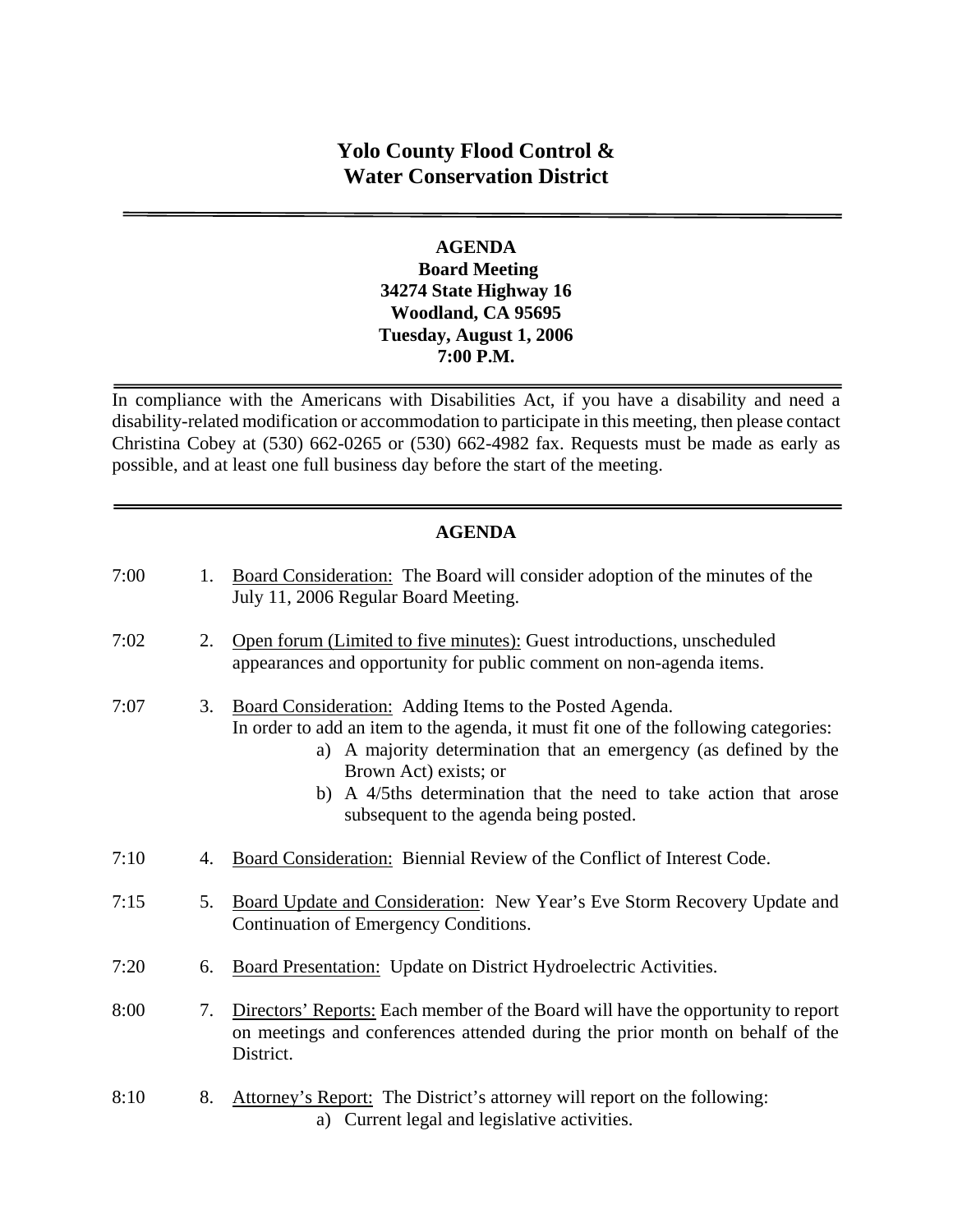# Yolo County Flood Control & Water Conservation District

**AGENDA**
**Board Meeting**
**34274 State Highway 16**
**Woodland, CA 95695**
**Tuesday, August 1, 2006**
**7:00 P.M.**

In compliance with the Americans with Disabilities Act, if you have a disability and need a disability-related modification or accommodation to participate in this meeting, then please contact Christina Cobey at (530) 662-0265 or (530) 662-4982 fax. Requests must be made as early as possible, and at least one full business day before the start of the meeting.

## AGENDA

7:00 1. Board Consideration: The Board will consider adoption of the minutes of the July 11, 2006 Regular Board Meeting.

7:02 2. Open forum (Limited to five minutes): Guest introductions, unscheduled appearances and opportunity for public comment on non-agenda items.

7:07 3. Board Consideration: Adding Items to the Posted Agenda.
In order to add an item to the agenda, it must fit one of the following categories:
   a) A majority determination that an emergency (as defined by the Brown Act) exists; or
   b) A 4/5ths determination that the need to take action that arose subsequent to the agenda being posted.

7:10 4. Board Consideration: Biennial Review of the Conflict of Interest Code.

7:15 5. Board Update and Consideration: New Year's Eve Storm Recovery Update and Continuation of Emergency Conditions.

7:20 6. Board Presentation: Update on District Hydroelectric Activities.

8:00 7. Directors' Reports: Each member of the Board will have the opportunity to report on meetings and conferences attended during the prior month on behalf of the District.

8:10 8. Attorney's Report: The District's attorney will report on the following:
   a) Current legal and legislative activities.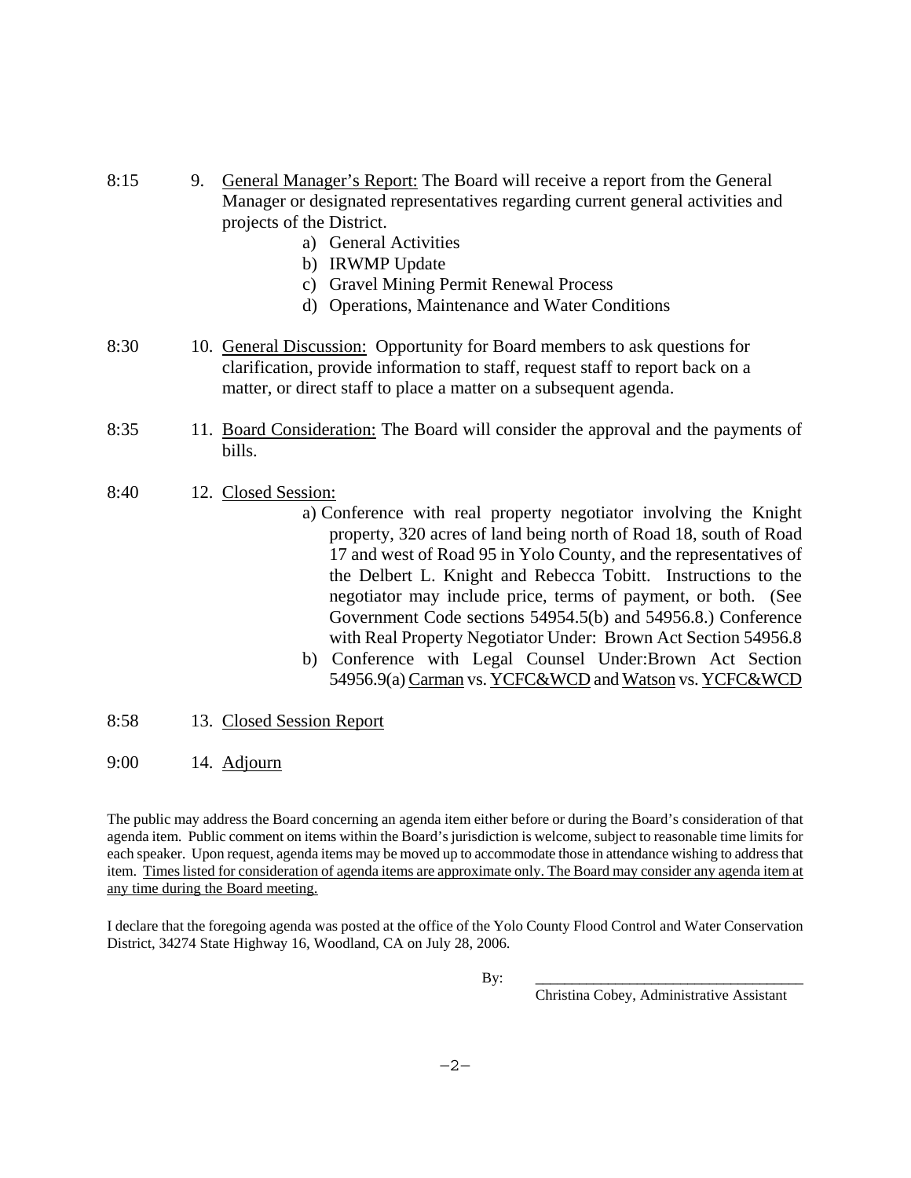8:15 9. <u>General Manager's Report:</u> The Board will receive a report from the General Manager or designated representatives regarding current general activities and projects of the District.

a) General Activities
b) IRWMP Update
c) Gravel Mining Permit Renewal Process
d) Operations, Maintenance and Water Conditions

8:30 10. <u>General Discussion:</u> Opportunity for Board members to ask questions for clarification, provide information to staff, request staff to report back on a matter, or direct staff to place a matter on a subsequent agenda.

8:35 11. <u>Board Consideration:</u> The Board will consider the approval and the payments of bills.

8:40 12. <u>Closed Session:</u>

a) Conference with real property negotiator involving the Knight property, 320 acres of land being north of Road 18, south of Road 17 and west of Road 95 in Yolo County, and the representatives of the Delbert L. Knight and Rebecca Tobitt. Instructions to the negotiator may include price, terms of payment, or both. (See Government Code sections 54954.5(b) and 54956.8.) Conference with Real Property Negotiator Under: Brown Act Section 54956.8
b) Conference with Legal Counsel Under:Brown Act Section 54956.9(a) <u>Carman</u> vs. <u>YCFC&WCD</u> and <u>Watson</u> vs. <u>YCFC&WCD</u>

8:58 13. <u>Closed Session Report</u>

9:00 14. <u>Adjourn</u>

The public may address the Board concerning an agenda item either before or during the Board's consideration of that agenda item. Public comment on items within the Board's jurisdiction is welcome, subject to reasonable time limits for each speaker. Upon request, agenda items may be moved up to accommodate those in attendance wishing to address that item. <u>Times listed for consideration of agenda items are approximate only. The Board may consider any agenda item at any time during the Board meeting.</u>

I declare that the foregoing agenda was posted at the office of the Yolo County Flood Control and Water Conservation District, 34274 State Highway 16, Woodland, CA on July 28, 2006.

By: ____________________________________
Christina Cobey, Administrative Assistant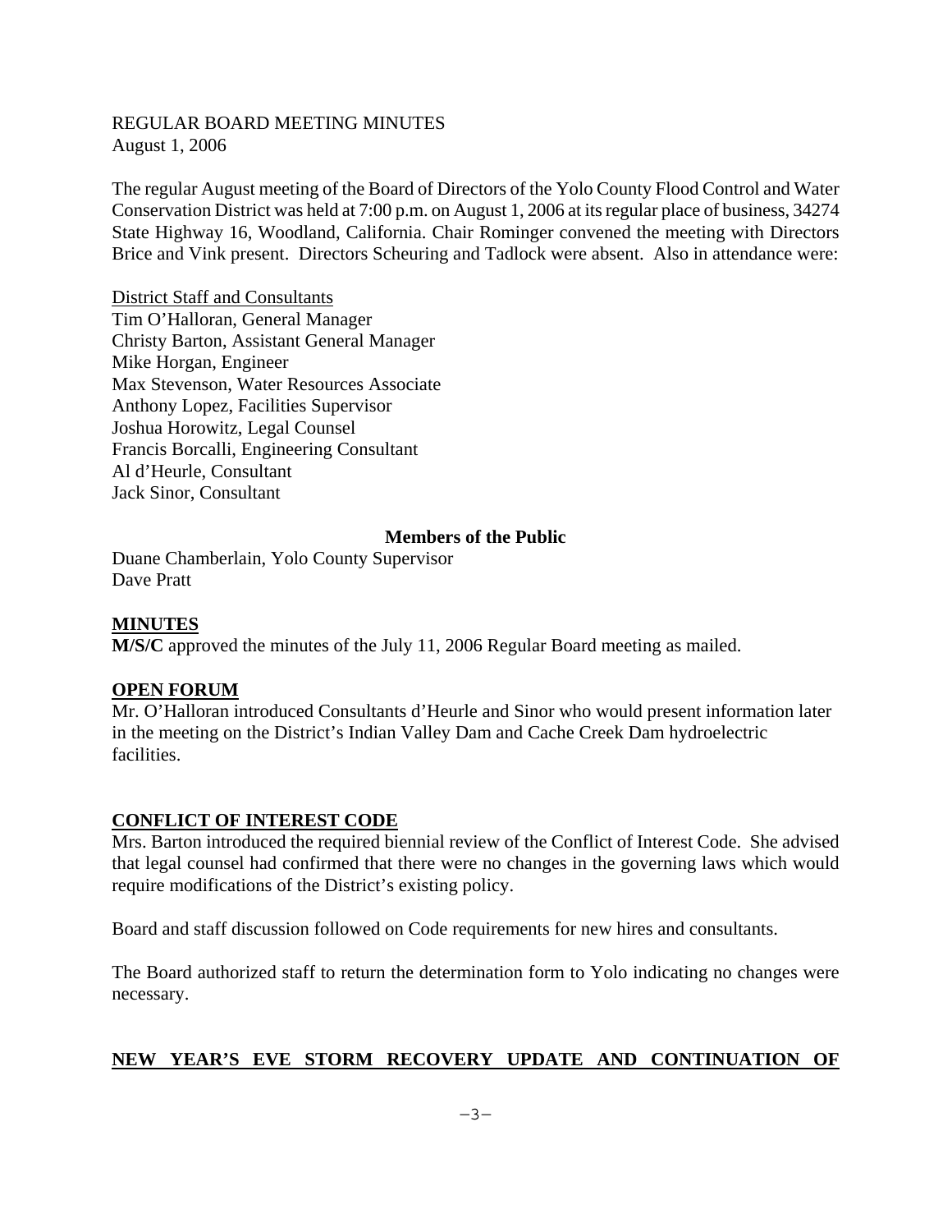REGULAR BOARD MEETING MINUTES
August 1, 2006

The regular August meeting of the Board of Directors of the Yolo County Flood Control and Water Conservation District was held at 7:00 p.m. on August 1, 2006 at its regular place of business, 34274 State Highway 16, Woodland, California. Chair Rominger convened the meeting with Directors Brice and Vink present. Directors Scheuring and Tadlock were absent. Also in attendance were:

<u>District Staff and Consultants</u>
Tim O'Halloran, General Manager
Christy Barton, Assistant General Manager
Mike Horgan, Engineer
Max Stevenson, Water Resources Associate
Anthony Lopez, Facilities Supervisor
Joshua Horowitz, Legal Counsel
Francis Borcalli, Engineering Consultant
Al d'Heurle, Consultant
Jack Sinor, Consultant

**Members of the Public**

Duane Chamberlain, Yolo County Supervisor
Dave Pratt

## MINUTES

**M/S/C** approved the minutes of the July 11, 2006 Regular Board meeting as mailed.

## OPEN FORUM

Mr. O'Halloran introduced Consultants d'Heurle and Sinor who would present information later in the meeting on the District's Indian Valley Dam and Cache Creek Dam hydroelectric facilities.

## CONFLICT OF INTEREST CODE

Mrs. Barton introduced the required biennial review of the Conflict of Interest Code. She advised that legal counsel had confirmed that there were no changes in the governing laws which would require modifications of the District's existing policy.

Board and staff discussion followed on Code requirements for new hires and consultants.

The Board authorized staff to return the determination form to Yolo indicating no changes were necessary.

## NEW YEAR'S EVE STORM RECOVERY UPDATE AND CONTINUATION OF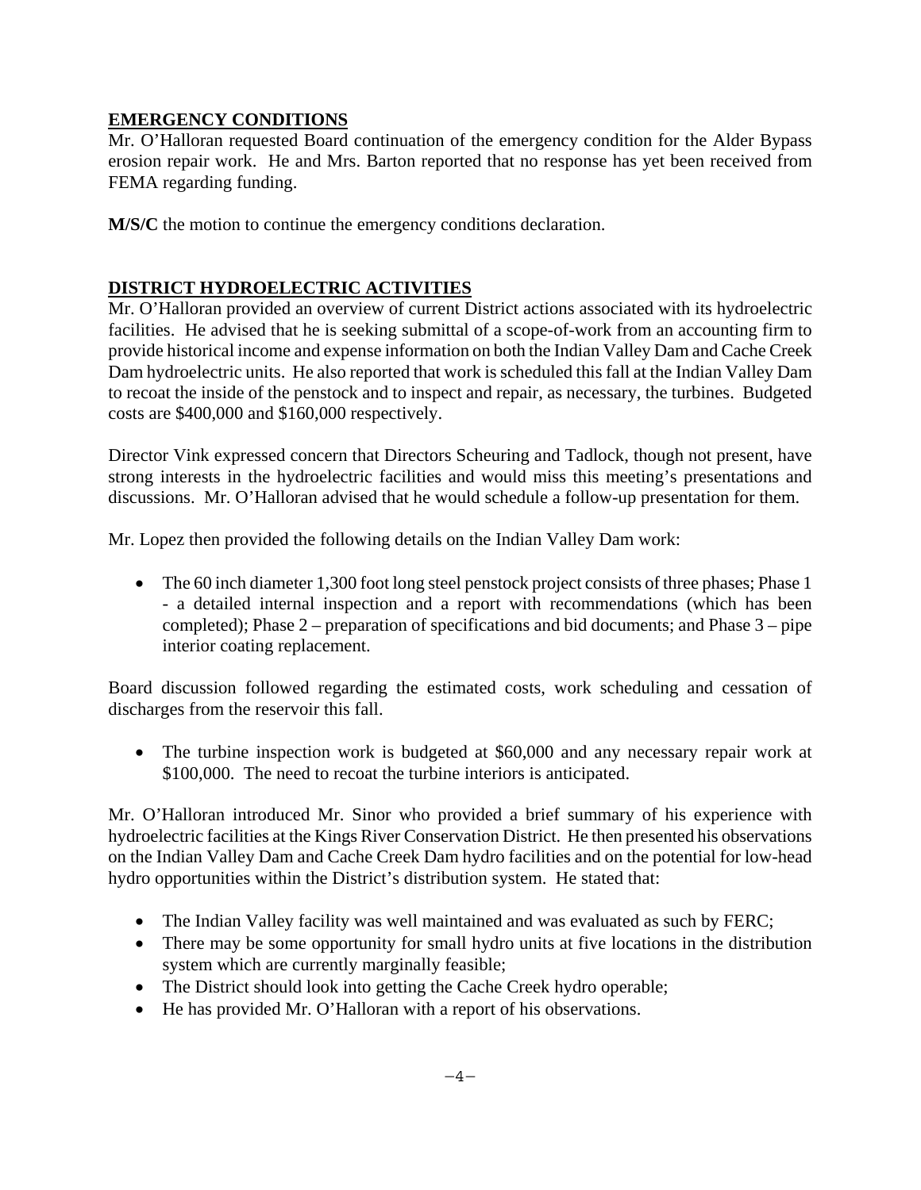## EMERGENCY CONDITIONS

Mr. O'Halloran requested Board continuation of the emergency condition for the Alder Bypass erosion repair work. He and Mrs. Barton reported that no response has yet been received from FEMA regarding funding.

**M/S/C** the motion to continue the emergency conditions declaration.

## DISTRICT HYDROELECTRIC ACTIVITIES

Mr. O'Halloran provided an overview of current District actions associated with its hydroelectric facilities. He advised that he is seeking submittal of a scope-of-work from an accounting firm to provide historical income and expense information on both the Indian Valley Dam and Cache Creek Dam hydroelectric units. He also reported that work is scheduled this fall at the Indian Valley Dam to recoat the inside of the penstock and to inspect and repair, as necessary, the turbines. Budgeted costs are $400,000 and $160,000 respectively.

Director Vink expressed concern that Directors Scheuring and Tadlock, though not present, have strong interests in the hydroelectric facilities and would miss this meeting's presentations and discussions. Mr. O'Halloran advised that he would schedule a follow-up presentation for them.

Mr. Lopez then provided the following details on the Indian Valley Dam work:

- The 60 inch diameter 1,300 foot long steel penstock project consists of three phases; Phase 1 - a detailed internal inspection and a report with recommendations (which has been completed); Phase 2 – preparation of specifications and bid documents; and Phase 3 – pipe interior coating replacement.

Board discussion followed regarding the estimated costs, work scheduling and cessation of discharges from the reservoir this fall.

- The turbine inspection work is budgeted at $60,000 and any necessary repair work at $100,000. The need to recoat the turbine interiors is anticipated.

Mr. O'Halloran introduced Mr. Sinor who provided a brief summary of his experience with hydroelectric facilities at the Kings River Conservation District. He then presented his observations on the Indian Valley Dam and Cache Creek Dam hydro facilities and on the potential for low-head hydro opportunities within the District's distribution system. He stated that:

- The Indian Valley facility was well maintained and was evaluated as such by FERC;
- There may be some opportunity for small hydro units at five locations in the distribution system which are currently marginally feasible;
- The District should look into getting the Cache Creek hydro operable;
- He has provided Mr. O'Halloran with a report of his observations.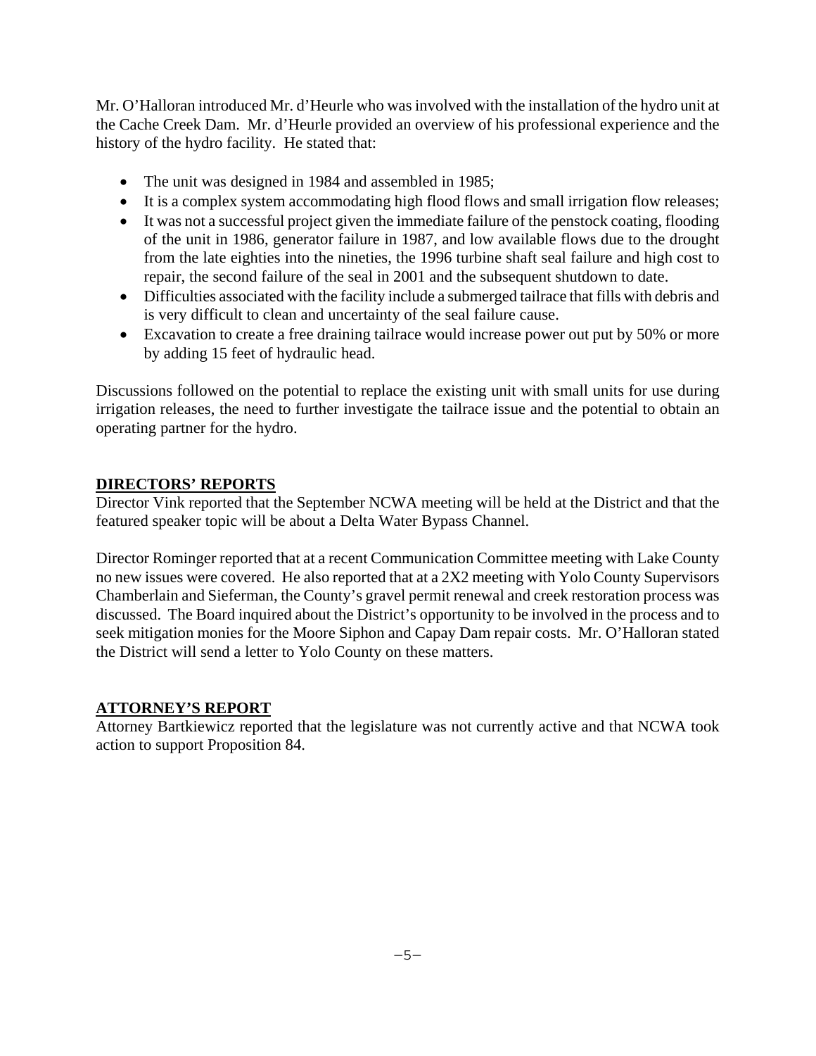Mr. O'Halloran introduced Mr. d'Heurle who was involved with the installation of the hydro unit at the Cache Creek Dam. Mr. d'Heurle provided an overview of his professional experience and the history of the hydro facility. He stated that:

- The unit was designed in 1984 and assembled in 1985;
- It is a complex system accommodating high flood flows and small irrigation flow releases;
- It was not a successful project given the immediate failure of the penstock coating, flooding of the unit in 1986, generator failure in 1987, and low available flows due to the drought from the late eighties into the nineties, the 1996 turbine shaft seal failure and high cost to repair, the second failure of the seal in 2001 and the subsequent shutdown to date.
- Difficulties associated with the facility include a submerged tailrace that fills with debris and is very difficult to clean and uncertainty of the seal failure cause.
- Excavation to create a free draining tailrace would increase power out put by 50% or more by adding 15 feet of hydraulic head.

Discussions followed on the potential to replace the existing unit with small units for use during irrigation releases, the need to further investigate the tailrace issue and the potential to obtain an operating partner for the hydro.

## DIRECTORS' REPORTS

Director Vink reported that the September NCWA meeting will be held at the District and that the featured speaker topic will be about a Delta Water Bypass Channel.

Director Rominger reported that at a recent Communication Committee meeting with Lake County no new issues were covered. He also reported that at a 2X2 meeting with Yolo County Supervisors Chamberlain and Sieferman, the County's gravel permit renewal and creek restoration process was discussed. The Board inquired about the District's opportunity to be involved in the process and to seek mitigation monies for the Moore Siphon and Capay Dam repair costs. Mr. O'Halloran stated the District will send a letter to Yolo County on these matters.

## ATTORNEY'S REPORT

Attorney Bartkiewicz reported that the legislature was not currently active and that NCWA took action to support Proposition 84.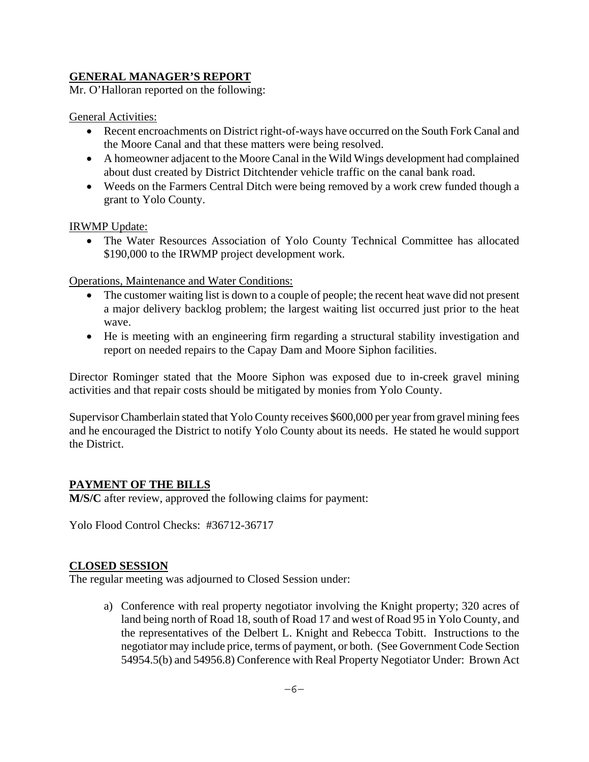## GENERAL MANAGER'S REPORT

Mr. O'Halloran reported on the following:

General Activities:

- Recent encroachments on District right-of-ways have occurred on the South Fork Canal and the Moore Canal and that these matters were being resolved.
- A homeowner adjacent to the Moore Canal in the Wild Wings development had complained about dust created by District Ditchtender vehicle traffic on the canal bank road.
- Weeds on the Farmers Central Ditch were being removed by a work crew funded though a grant to Yolo County.

IRWMP Update:

- The Water Resources Association of Yolo County Technical Committee has allocated \$190,000 to the IRWMP project development work.

Operations, Maintenance and Water Conditions:

- The customer waiting list is down to a couple of people; the recent heat wave did not present a major delivery backlog problem; the largest waiting list occurred just prior to the heat wave.
- He is meeting with an engineering firm regarding a structural stability investigation and report on needed repairs to the Capay Dam and Moore Siphon facilities.

Director Rominger stated that the Moore Siphon was exposed due to in-creek gravel mining activities and that repair costs should be mitigated by monies from Yolo County.

Supervisor Chamberlain stated that Yolo County receives \$600,000 per year from gravel mining fees and he encouraged the District to notify Yolo County about its needs. He stated he would support the District.

## PAYMENT OF THE BILLS

**M/S/C** after review, approved the following claims for payment:

Yolo Flood Control Checks: #36712-36717

## CLOSED SESSION

The regular meeting was adjourned to Closed Session under:

a) Conference with real property negotiator involving the Knight property; 320 acres of land being north of Road 18, south of Road 17 and west of Road 95 in Yolo County, and the representatives of the Delbert L. Knight and Rebecca Tobitt. Instructions to the negotiator may include price, terms of payment, or both. (See Government Code Section 54954.5(b) and 54956.8) Conference with Real Property Negotiator Under: Brown Act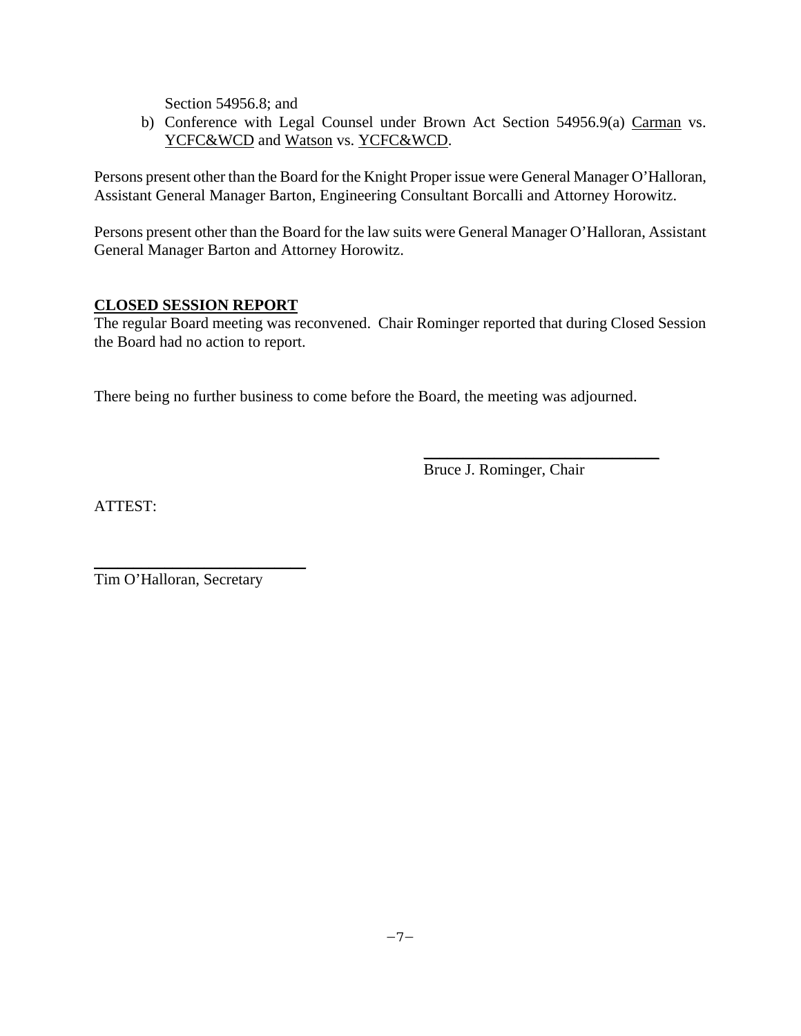Section 54956.8; and

b) Conference with Legal Counsel under Brown Act Section 54956.9(a) Carman vs. YCFC&WCD and Watson vs. YCFC&WCD.

Persons present other than the Board for the Knight Proper issue were General Manager O'Halloran, Assistant General Manager Barton, Engineering Consultant Borcalli and Attorney Horowitz.

Persons present other than the Board for the law suits were General Manager O'Halloran, Assistant General Manager Barton and Attorney Horowitz.

**CLOSED SESSION REPORT**

The regular Board meeting was reconvened. Chair Rominger reported that during Closed Session the Board had no action to report.

There being no further business to come before the Board, the meeting was adjourned.

Bruce J. Rominger, Chair

ATTEST:

Tim O'Halloran, Secretary